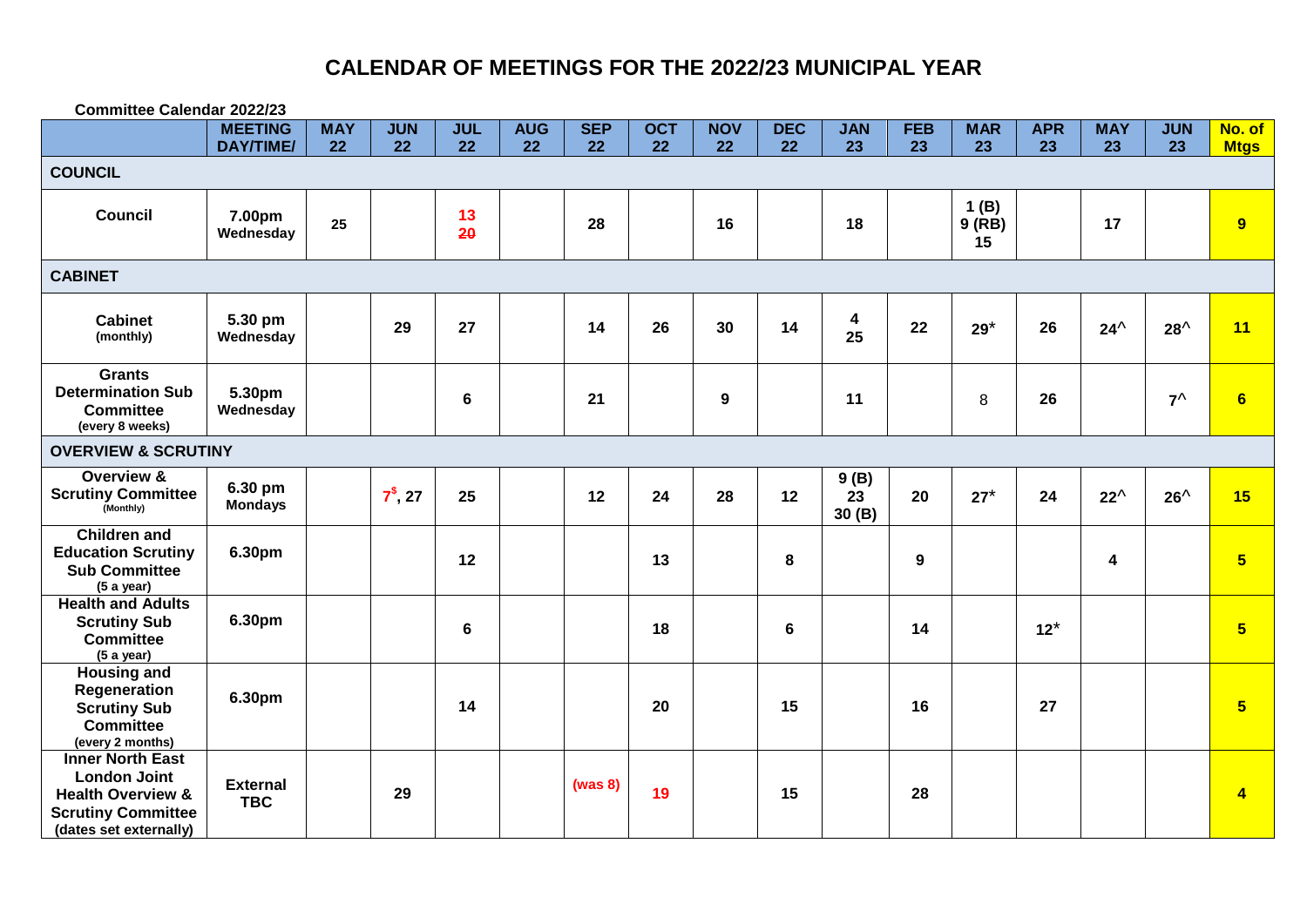# CALENDAR OF MEETINGS FOR THE 2022/23 MUNICIPAL YEAR

**Committee Calendar 2022/23**

| | MEETING DAY/TIME/ | MAY 22 | JUN 22 | JUL 22 | AUG 22 | SEP 22 | OCT 22 | NOV 22 | DEC 22 | JAN 23 | FEB 23 | MAR 23 | APR 23 | MAY 23 | JUN 23 | No. of Mtgs |
|---|---|---|---|---|---|---|---|---|---|---|---|---|---|---|---|---|
| **COUNCIL** | | | | | | | | | | | | | | | | |
| **Council** | **7.00pm Wednesday** | 25 | | 13 ~~20~~ | | 28 | | 16 | | 18 | | 1 (B) 9 (RB) 15 | | 17 | | 9 |
| **CABINET** | | | | | | | | | | | | | | | | |
| **Cabinet (monthly)** | **5.30 pm Wednesday** | | 29 | 27 | | 14 | 26 | 30 | 14 | 4 25 | 22 | 29* | 26 | 24^ | 28^ | 11 |
| **Grants Determination Sub Committee (every 8 weeks)** | **5.30pm Wednesday** | | | 6 | | 21 | | 9 | | 11 | | 8 | 26 | | 7^ | 6 |
| **OVERVIEW & SCRUTINY** | | | | | | | | | | | | | | | | |
| **Overview & Scrutiny Committee (Monthly)** | **6.30 pm Mondays** | | 7$, 27 | 25 | | 12 | 24 | 28 | 12 | 9 (B) 23 30 (B) | 20 | 27* | 24 | 22^ | 26^ | 15 |
| **Children and Education Scrutiny Sub Committee (5 a year)** | **6.30pm** | | | 12 | | | 13 | | 8 | | 9 | | | 4 | | 5 |
| **Health and Adults Scrutiny Sub Committee (5 a year)** | **6.30pm** | | | 6 | | | 18 | | 6 | | 14 | | 12* | | | 5 |
| **Housing and Regeneration Scrutiny Sub Committee (every 2 months)** | **6.30pm** | | | 14 | | | 20 | | 15 | | 16 | | 27 | | | 5 |
| **Inner North East London Joint Health Overview & Scrutiny Committee (dates set externally)** | **External TBC** | | 29 | | | (was 8) | 19 | | 15 | | 28 | | | | | 4 |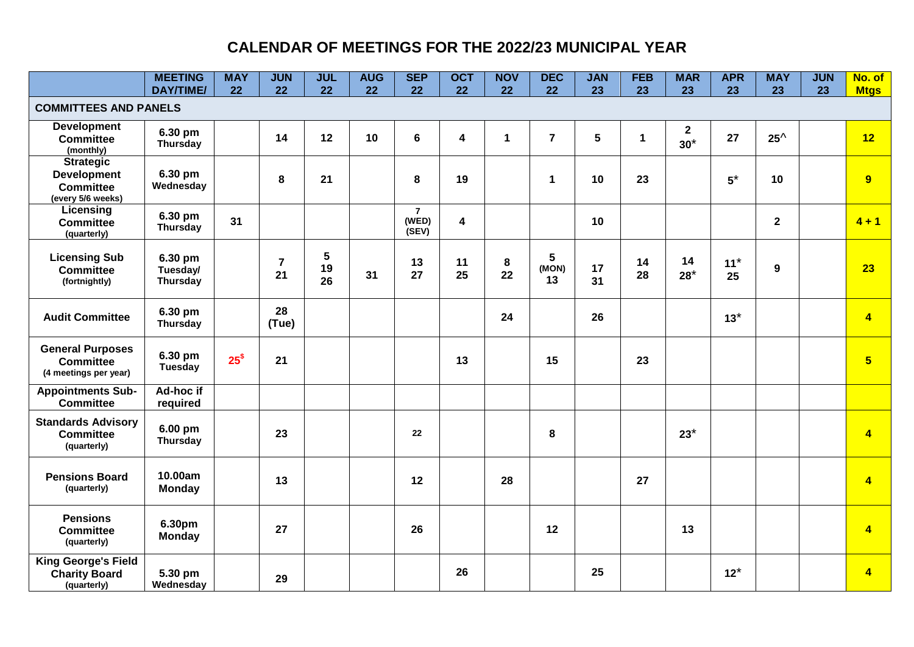# CALENDAR OF MEETINGS FOR THE 2022/23 MUNICIPAL YEAR

| | MEETING DAY/TIME/ | MAY 22 | JUN 22 | JUL 22 | AUG 22 | SEP 22 | OCT 22 | NOV 22 | DEC 22 | JAN 23 | FEB 23 | MAR 23 | APR 23 | MAY 23 | JUN 23 | No. of Mtgs |
|---|---|---|---|---|---|---|---|---|---|---|---|---|---|---|---|---|
| **COMMITTEES AND PANELS** | | | | | | | | | | | | | | | | |
| **Development Committee** (monthly) | 6.30 pm Thursday | | 14 | 12 | 10 | 6 | 4 | 1 | 7 | 5 | 1 | 2 30* | 27 | 25^ | | 12 |
| **Strategic Development Committee** (every 5/6 weeks) | 6.30 pm Wednesday | | 8 | 21 | | 8 | 19 | | 1 | 10 | 23 | | 5* | 10 | | 9 |
| **Licensing Committee** (quarterly) | 6.30 pm Thursday | 31 | | | | 7 (WED) (SEV) | 4 | | | 10 | | | | 2 | | 4 + 1 |
| **Licensing Sub Committee** (fortnightly) | 6.30 pm Tuesday/ Thursday | | 7 21 | 5 19 26 | 31 | 13 27 | 11 25 | 8 22 | 5 (MON) 13 | 17 31 | 14 28 | 14 28* | 11* 25 | 9 | | 23 |
| **Audit Committee** | 6.30 pm Thursday | | 28 (Tue) | | | | | 24 | | 26 | | | 13* | | | 4 |
| **General Purposes Committee** (4 meetings per year) | 6.30 pm Tuesday | 25$ | 21 | | | | 13 | | 15 | | 23 | | | | | 5 |
| **Appointments Sub-Committee** | Ad-hoc if required | | | | | | | | | | | | | | | |
| **Standards Advisory Committee** (quarterly) | 6.00 pm Thursday | | 23 | | | 22 | | | 8 | | | 23* | | | | 4 |
| **Pensions Board** (quarterly) | 10.00am Monday | | 13 | | | 12 | | 28 | | | 27 | | | | | 4 |
| **Pensions Committee** (quarterly) | 6.30pm Monday | | 27 | | | 26 | | | 12 | | | 13 | | | | 4 |
| **King George's Field Charity Board** (quarterly) | 5.30 pm Wednesday | | 29 | | | | 26 | | | 25 | | | 12* | | | 4 |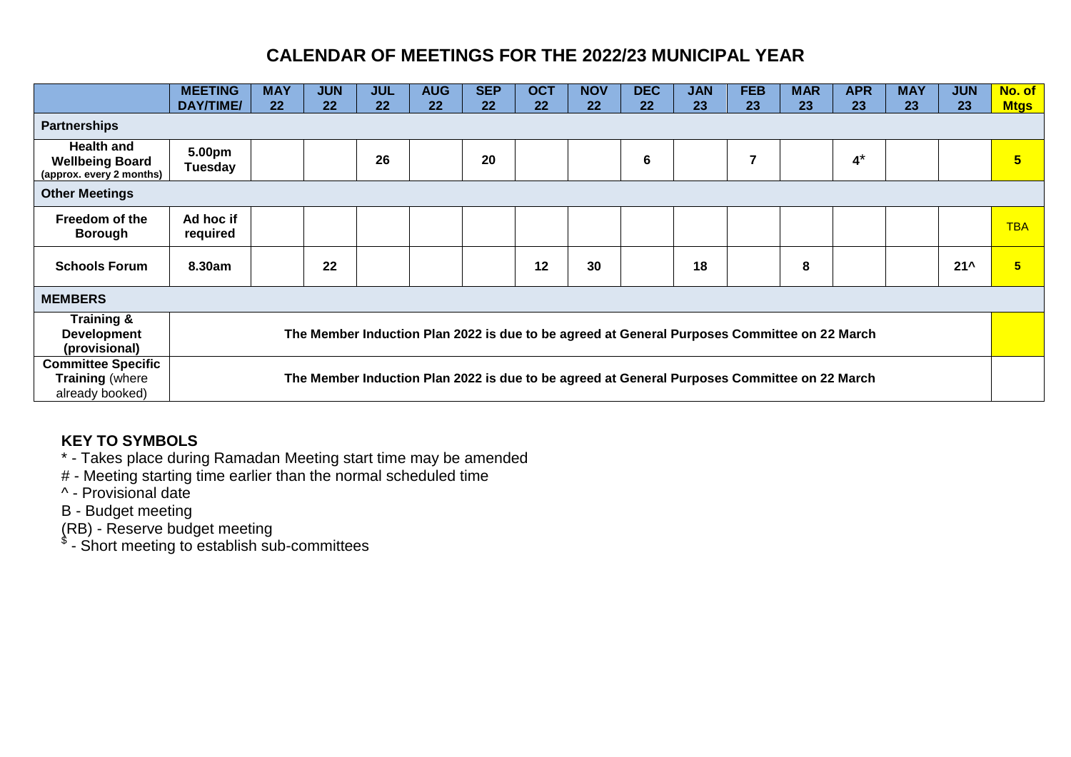# CALENDAR OF MEETINGS FOR THE 2022/23 MUNICIPAL YEAR

| | MEETING DAY/TIME/ | MAY 22 | JUN 22 | JUL 22 | AUG 22 | SEP 22 | OCT 22 | NOV 22 | DEC 22 | JAN 23 | FEB 23 | MAR 23 | APR 23 | MAY 23 | JUN 23 | No. of Mtgs |
|---|---|---|---|---|---|---|---|---|---|---|---|---|---|---|---|---|
| **Partnerships** | | | | | | | | | | | | | | | | |
| **Health and Wellbeing Board** (approx. every 2 months) | 5.00pm Tuesday | | | 26 | | 20 | | | 6 | | 7 | | 4* | | | 5 |
| **Other Meetings** | | | | | | | | | | | | | | | | |
| **Freedom of the Borough** | Ad hoc if required | | | | | | | | | | | | | | | TBA |
| **Schools Forum** | 8.30am | | 22 | | | | 12 | 30 | | 18 | | 8 | | | 21^ | 5 |
| **MEMBERS** | | | | | | | | | | | | | | | | |
| **Training & Development (provisional)** | The Member Induction Plan 2022 is due to be agreed at General Purposes Committee on 22 March | | | | | | | | | | | | | | | |
| **Committee Specific Training** (where already booked) | The Member Induction Plan 2022 is due to be agreed at General Purposes Committee on 22 March | | | | | | | | | | | | | | | |

**KEY TO SYMBOLS**

\* - Takes place during Ramadan Meeting start time may be amended

\# - Meeting starting time earlier than the normal scheduled time

^ - Provisional date

B - Budget meeting

(RB) - Reserve budget meeting

$ - Short meeting to establish sub-committees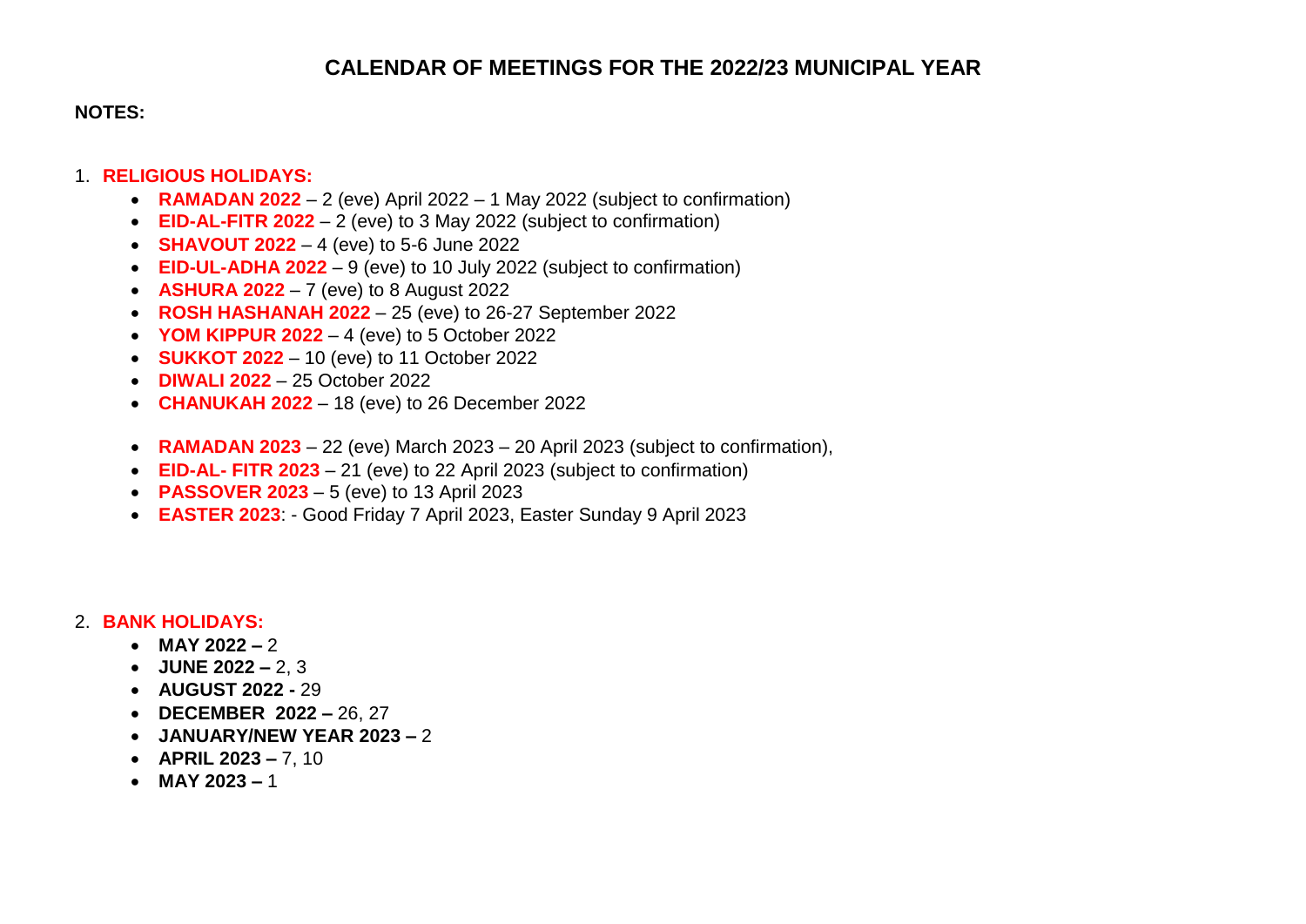# CALENDAR OF MEETINGS FOR THE 2022/23 MUNICIPAL YEAR

**NOTES:**

1. **RELIGIOUS HOLIDAYS:**
   - **RAMADAN 2022** – 2 (eve) April 2022 – 1 May 2022 (subject to confirmation)
   - **EID-AL-FITR 2022** – 2 (eve) to 3 May 2022 (subject to confirmation)
   - **SHAVOUT 2022** – 4 (eve) to 5-6 June 2022
   - **EID-UL-ADHA 2022** – 9 (eve) to 10 July 2022 (subject to confirmation)
   - **ASHURA 2022** – 7 (eve) to 8 August 2022
   - **ROSH HASHANAH 2022** – 25 (eve) to 26-27 September 2022
   - **YOM KIPPUR 2022** – 4 (eve) to 5 October 2022
   - **SUKKOT 2022** – 10 (eve) to 11 October 2022
   - **DIWALI 2022** – 25 October 2022
   - **CHANUKAH 2022** – 18 (eve) to 26 December 2022

   - **RAMADAN 2023** – 22 (eve) March 2023 – 20 April 2023 (subject to confirmation),
   - **EID-AL- FITR 2023** – 21 (eve) to 22 April 2023 (subject to confirmation)
   - **PASSOVER 2023** – 5 (eve) to 13 April 2023
   - **EASTER 2023**: - Good Friday 7 April 2023, Easter Sunday 9 April 2023

2. **BANK HOLIDAYS:**
   - **MAY 2022 –** 2
   - **JUNE 2022 –** 2, 3
   - **AUGUST 2022 -** 29
   - **DECEMBER 2022 –** 26, 27
   - **JANUARY/NEW YEAR 2023 –** 2
   - **APRIL 2023 –** 7, 10
   - **MAY 2023 –** 1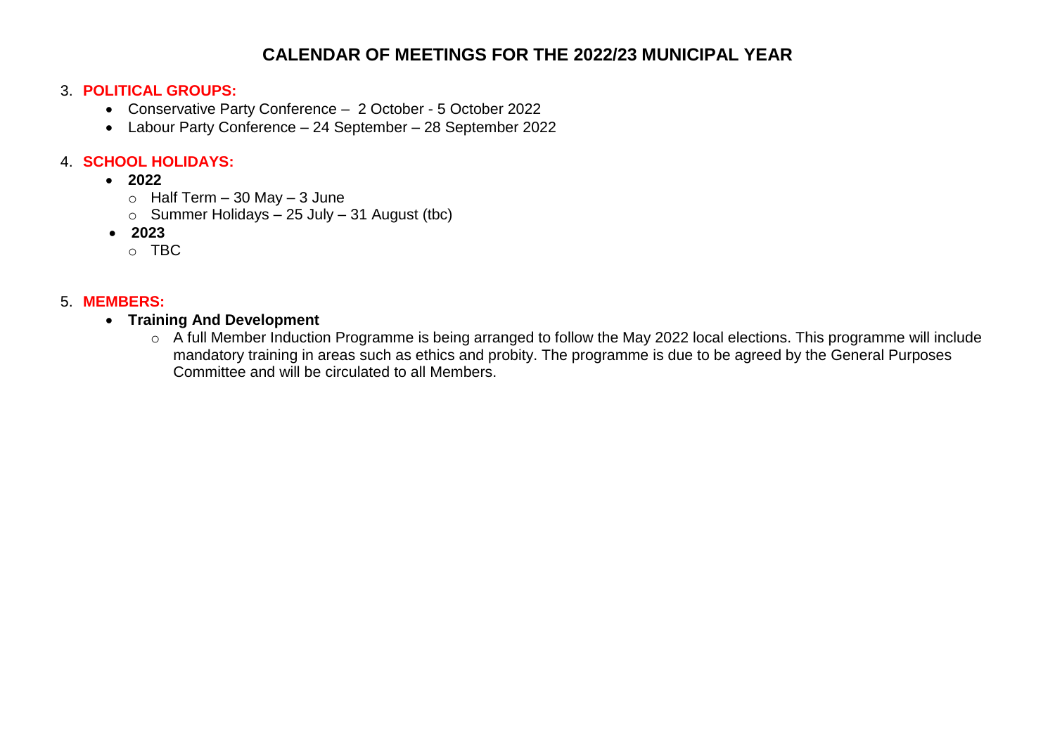# CALENDAR OF MEETINGS FOR THE 2022/23 MUNICIPAL YEAR

3. **POLITICAL GROUPS:**
   - Conservative Party Conference – 2 October - 5 October 2022
   - Labour Party Conference – 24 September – 28 September 2022

4. **SCHOOL HOLIDAYS:**
   - **2022**
     - Half Term – 30 May – 3 June
     - Summer Holidays – 25 July – 31 August (tbc)
   - **2023**
     - TBC

5. **MEMBERS:**
   - **Training And Development**
     - A full Member Induction Programme is being arranged to follow the May 2022 local elections. This programme will include mandatory training in areas such as ethics and probity. The programme is due to be agreed by the General Purposes Committee and will be circulated to all Members.